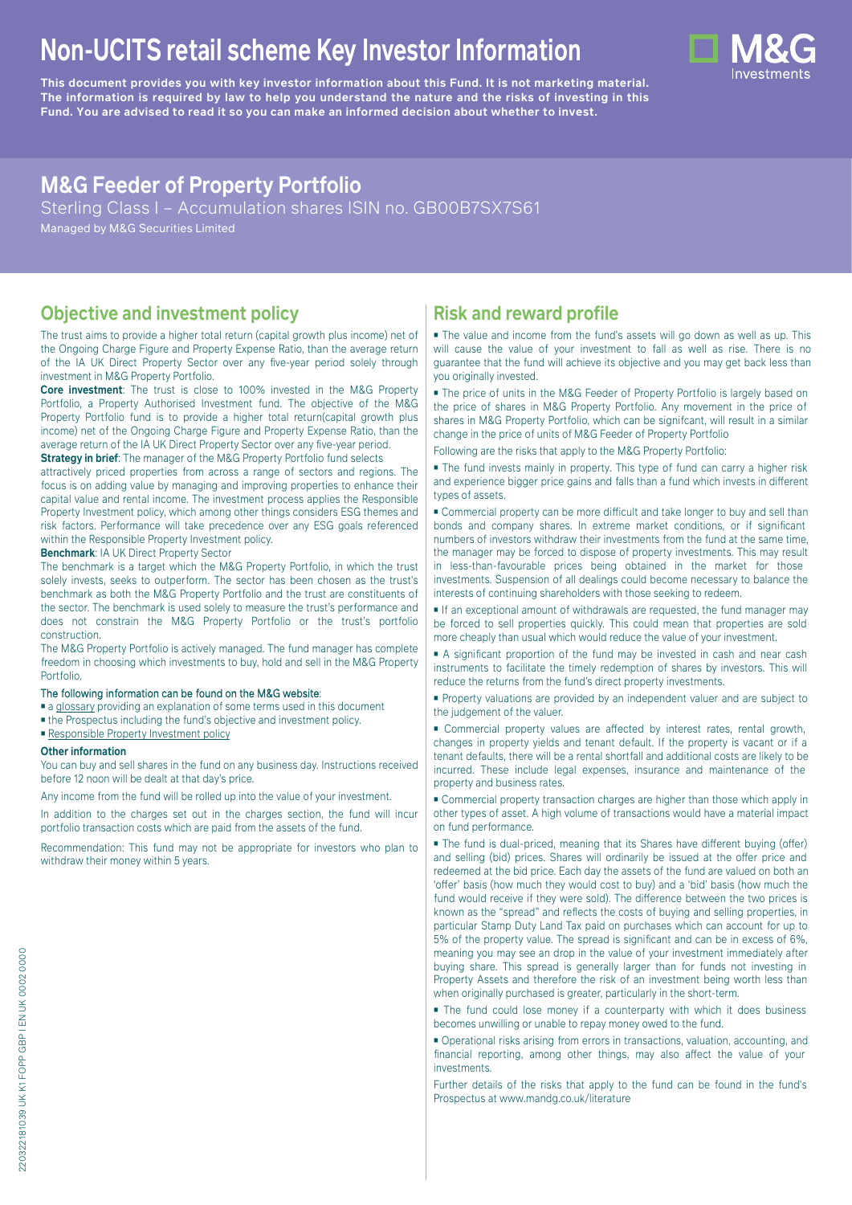# Non-UCITS retail scheme Key Investor Information

**This document provides you with key investor information about this Fund. It is not marketing material. The information is required by law to help you understand the nature and the risks of investing in this Fund. You are advised to read it so you can make an informed decision about whether to invest.**

## M&G Feeder of Property Portfolio

Sterling Class I – Accumulation shares ISIN no. GB00B7SX7S61

Managed by M&G Securities Limited

## Objective and investment policy

The trust aims to provide a higher total return (capital growth plus income) net of the Ongoing Charge Figure and Property Expense Ratio, than the average return of the IA UK Direct Property Sector over any five-year period solely through investment in M&G Property Portfolio.

**Core investment**: The trust is close to 100% invested in the M&G Property Portfolio, a Property Authorised Investment fund. The objective of the M&G Property Portfolio fund is to provide a higher total return(capital growth plus income) net of the Ongoing Charge Figure and Property Expense Ratio, than the average return of the IA UK Direct Property Sector over any five-year period.

**Strategy in brief**: The manager of the M&G Property Portfolio fund selects attractively priced properties from across a range of sectors and regions. The focus is on adding value by managing and improving properties to enhance their capital value and rental income. The investment process applies the Responsible Property Investment policy, which among other things considers ESG themes and risk factors. Performance will take precedence over any ESG goals referenced within the Responsible Property Investment policy.

**Benchmark**: IA UK Direct Property Sector

The benchmark is a target which the M&G Property Portfolio, in which the trust solely invests, seeks to outperform. The sector has been chosen as the trust's benchmark as both the M&G Property Portfolio and the trust are constituents of the sector. The benchmark is used solely to measure the trust's performance and does not constrain the M&G Property Portfolio or the trust's portfolio construction.

The M&G Property Portfolio is actively managed. The fund manager has complete freedom in choosing which investments to buy, hold and sell in the M&G Property Portfolio.

#### The following information can be found on the M&G website:

- a glossary providing an explanation of some terms used in this document
- the Prospectus including the fund's objective and investment policy.
- Responsible Property Investment policy

#### Other information

You can buy and sell shares in the fund on any business day. Instructions received before 12 noon will be dealt at that day's price.

Any income from the fund will be rolled up into the value of your investment.

In addition to the charges set out in the charges section, the fund will incur portfolio transaction costs which are paid from the assets of the fund.

Recommendation: This fund may not be appropriate for investors who plan to withdraw their money within 5 years.

## Risk and reward profile

- The value and income from the fund's assets will go down as well as up. This will cause the value of your investment to fall as well as rise. There is no guarantee that the fund will achieve its objective and you may get back less than you originally invested.
- The price of units in the M&G Feeder of Property Portfolio is largely based on the price of shares in M&G Property Portfolio. Any movement in the price of shares in M&G Property Portfolio, which can be signifcant, will result in a similar change in the price of units of M&G Feeder of Property Portfolio

Following are the risks that apply to the M&G Property Portfolio:

- The fund invests mainly in property. This type of fund can carry a higher risk and experience bigger price gains and falls than a fund which invests in different types of assets.
- Commercial property can be more difficult and take longer to buy and sell than bonds and company shares. In extreme market conditions, or if significant numbers of investors withdraw their investments from the fund at the same time, the manager may be forced to dispose of property investments. This may result in less-than-favourable prices being obtained in the market for those investments. Suspension of all dealings could become necessary to balance the interests of continuing shareholders with those seeking to redeem.
- If an exceptional amount of withdrawals are requested, the fund manager may be forced to sell properties quickly. This could mean that properties are sold more cheaply than usual which would reduce the value of your investment.
- A significant proportion of the fund may be invested in cash and near cash instruments to facilitate the timely redemption of shares by investors. This will reduce the returns from the fund's direct property investments.
- Property valuations are provided by an independent valuer and are subject to the judgement of the valuer.
- Commercial property values are affected by interest rates, rental growth, changes in property yields and tenant default. If the property is vacant or if a tenant defaults, there will be a rental shortfall and additional costs are likely to be incurred. These include legal expenses, insurance and maintenance of the property and business rates.
- Commercial property transaction charges are higher than those which apply in other types of asset. A high volume of transactions would have a material impact on fund performance.
- The fund is dual-priced, meaning that its Shares have different buying (offer) and selling (bid) prices. Shares will ordinarily be issued at the offer price and redeemed at the bid price. Each day the assets of the fund are valued on both an 'offer' basis (how much they would cost to buy) and a 'bid' basis (how much the fund would receive if they were sold). The difference between the two prices is known as the "spread" and reflects the costs of buying and selling properties, in particular Stamp Duty Land Tax paid on purchases which can account for up to 5% of the property value. The spread is significant and can be in excess of 6%, meaning you may see an drop in the value of your investment immediately after buying share. This spread is generally larger than for funds not investing in Property Assets and therefore the risk of an investment being worth less than when originally purchased is greater, particularly in the short-term.
- The fund could lose money if a counterparty with which it does business becomes unwilling or unable to repay money owed to the fund.
- Operational risks arising from errors in transactions, valuation, accounting, and financial reporting, among other things, may also affect the value of your investments.

Further details of the risks that apply to the fund can be found in the fund's Prospectus at www.mandg.co.uk/literature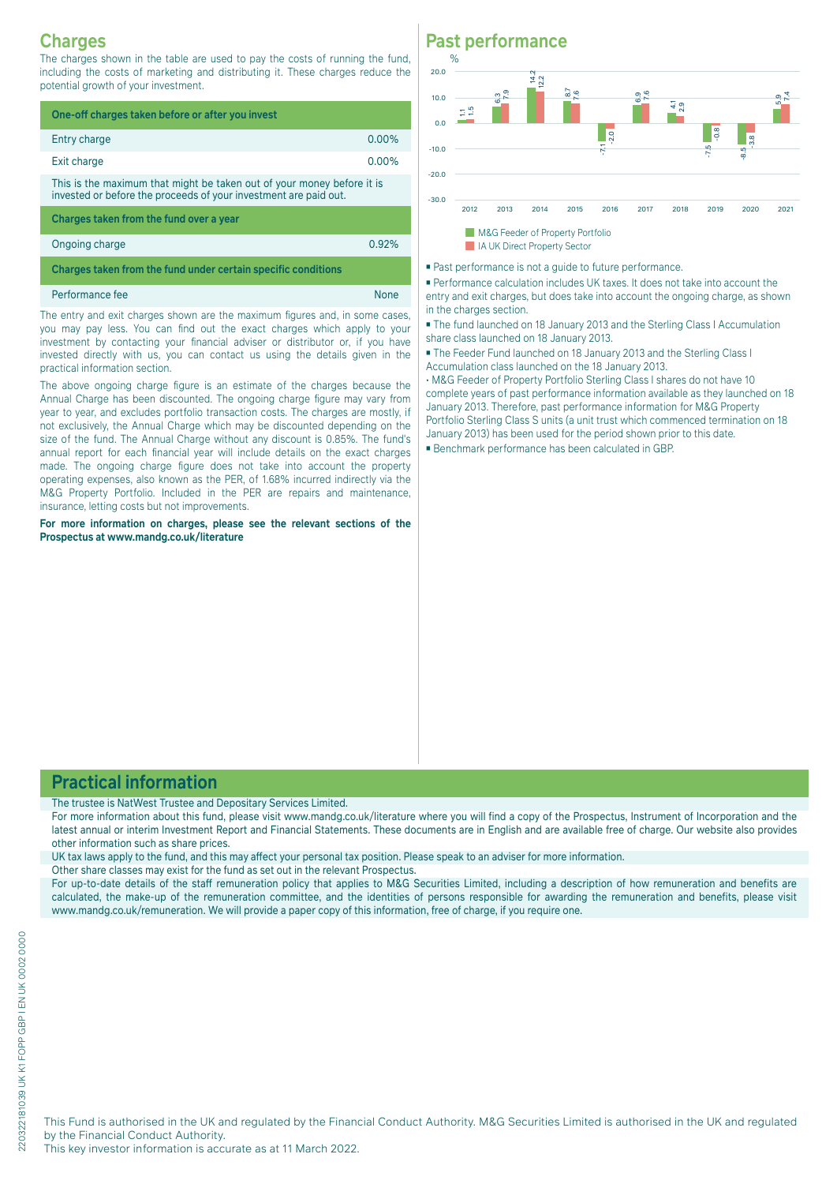## Charges

The charges shown in the table are used to pay the costs of running the fund, including the costs of marketing and distributing it. These charges reduce the potential growth of your investment.

| One-off charges taken before or after you invest | |
|---|---|
| Entry charge | 0.00% |
| Exit charge | 0.00% |
| This is the maximum that might be taken out of your money before it is invested or before the proceeds of your investment are paid out. | |
| **Charges taken from the fund over a year** | |
| Ongoing charge | 0.92% |
| **Charges taken from the fund under certain specific conditions** | |
| Performance fee | None |

The entry and exit charges shown are the maximum figures and, in some cases, you may pay less. You can find out the exact charges which apply to your investment by contacting your financial adviser or distributor or, if you have invested directly with us, you can contact us using the details given in the practical information section.

The above ongoing charge figure is an estimate of the charges because the Annual Charge has been discounted. The ongoing charge figure may vary from year to year, and excludes portfolio transaction costs. The charges are mostly, if not exclusively, the Annual Charge which may be discounted depending on the size of the fund. The Annual Charge without any discount is 0.85%. The fund's annual report for each financial year will include details on the exact charges made. The ongoing charge figure does not take into account the property operating expenses, also known as the PER, of 1.68% incurred indirectly via the M&G Property Portfolio. Included in the PER are repairs and maintenance, insurance, letting costs but not improvements.

**For more information on charges, please see the relevant sections of the Prospectus at www.mandg.co.uk/literature**

## Past performance

%

20.0
10.0
0.0
-10.0
-20.0
-30.0

2012: 1.1, 1.5
2013: 6.3, 7.9
2014: 14.2, 12.2
2015: 8.7, 7.6
2016: -7.1, -2.0
2017: 6.9, 7.6
2018: 4.1, 2.9
2019: -7.5, -0.8
2020: -8.5, -3.8
2021: 5.9, 7.4

M&G Feeder of Property Portfolio
IA UK Direct Property Sector

- Past performance is not a guide to future performance.
- Performance calculation includes UK taxes. It does not take into account the entry and exit charges, but does take into account the ongoing charge, as shown in the charges section.
- The fund launched on 18 January 2013 and the Sterling Class I Accumulation share class launched on 18 January 2013.
- The Feeder Fund launched on 18 January 2013 and the Sterling Class I Accumulation class launched on the 18 January 2013.
- M&G Feeder of Property Portfolio Sterling Class I shares do not have 10 complete years of past performance information available as they launched on 18 January 2013. Therefore, past performance information for M&G Property Portfolio Sterling Class S units (a unit trust which commenced termination on 18 January 2013) has been used for the period shown prior to this date.
- Benchmark performance has been calculated in GBP.

## Practical information

The trustee is NatWest Trustee and Depositary Services Limited.

For more information about this fund, please visit www.mandg.co.uk/literature where you will find a copy of the Prospectus, Instrument of Incorporation and the latest annual or interim Investment Report and Financial Statements. These documents are in English and are available free of charge. Our website also provides other information such as share prices.

UK tax laws apply to the fund, and this may affect your personal tax position. Please speak to an adviser for more information.

Other share classes may exist for the fund as set out in the relevant Prospectus.

For up-to-date details of the staff remuneration policy that applies to M&G Securities Limited, including a description of how remuneration and benefits are calculated, the make-up of the remuneration committee, and the identities of persons responsible for awarding the remuneration and benefits, please visit www.mandg.co.uk/remuneration. We will provide a paper copy of this information, free of charge, if you require one.

220322181039 UK K1 FOPP GBP I EN UK 0002 0000

This Fund is authorised in the UK and regulated by the Financial Conduct Authority. M&G Securities Limited is authorised in the UK and regulated by the Financial Conduct Authority.
This key investor information is accurate as at 11 March 2022.